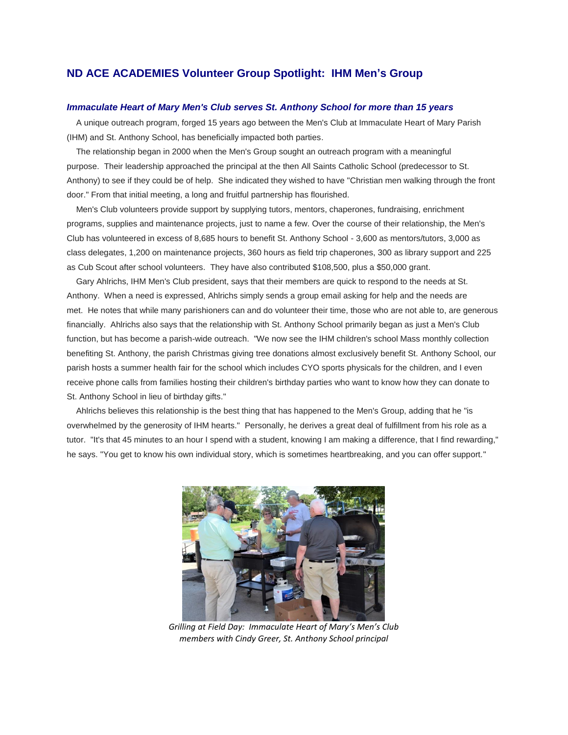## ND ACE ACADEMIES Volunteer Group Spotlight: IHM Men's Group

### *Immaculate Heart of Mary Men's Club serves St. Anthony School for more than 15 years*

A unique outreach program, forged 15 years ago between the Men's Club at Immaculate Heart of Mary Parish (IHM) and St. Anthony School, has beneficially impacted both parties.

The relationship began in 2000 when the Men's Group sought an outreach program with a meaningful purpose. Their leadership approached the principal at the then All Saints Catholic School (predecessor to St. Anthony) to see if they could be of help. She indicated they wished to have "Christian men walking through the front door." From that initial meeting, a long and fruitful partnership has flourished.

Men's Club volunteers provide support by supplying tutors, mentors, chaperones, fundraising, enrichment programs, supplies and maintenance projects, just to name a few. Over the course of their relationship, the Men's Club has volunteered in excess of 8,685 hours to benefit St. Anthony School - 3,600 as mentors/tutors, 3,000 as class delegates, 1,200 on maintenance projects, 360 hours as field trip chaperones, 300 as library support and 225 as Cub Scout after school volunteers. They have also contributed $108,500, plus a $50,000 grant.

Gary Ahlrichs, IHM Men's Club president, says that their members are quick to respond to the needs at St. Anthony. When a need is expressed, Ahlrichs simply sends a group email asking for help and the needs are met. He notes that while many parishioners can and do volunteer their time, those who are not able to, are generous financially. Ahlrichs also says that the relationship with St. Anthony School primarily began as just a Men's Club function, but has become a parish-wide outreach. "We now see the IHM children's school Mass monthly collection benefiting St. Anthony, the parish Christmas giving tree donations almost exclusively benefit St. Anthony School, our parish hosts a summer health fair for the school which includes CYO sports physicals for the children, and I even receive phone calls from families hosting their children's birthday parties who want to know how they can donate to St. Anthony School in lieu of birthday gifts."

Ahlrichs believes this relationship is the best thing that has happened to the Men's Group, adding that he "is overwhelmed by the generosity of IHM hearts." Personally, he derives a great deal of fulfillment from his role as a tutor. "It's that 45 minutes to an hour I spend with a student, knowing I am making a difference, that I find rewarding," he says. "You get to know his own individual story, which is sometimes heartbreaking, and you can offer support."

*Grilling at Field Day: Immaculate Heart of Mary's Men's Club members with Cindy Greer, St. Anthony School principal*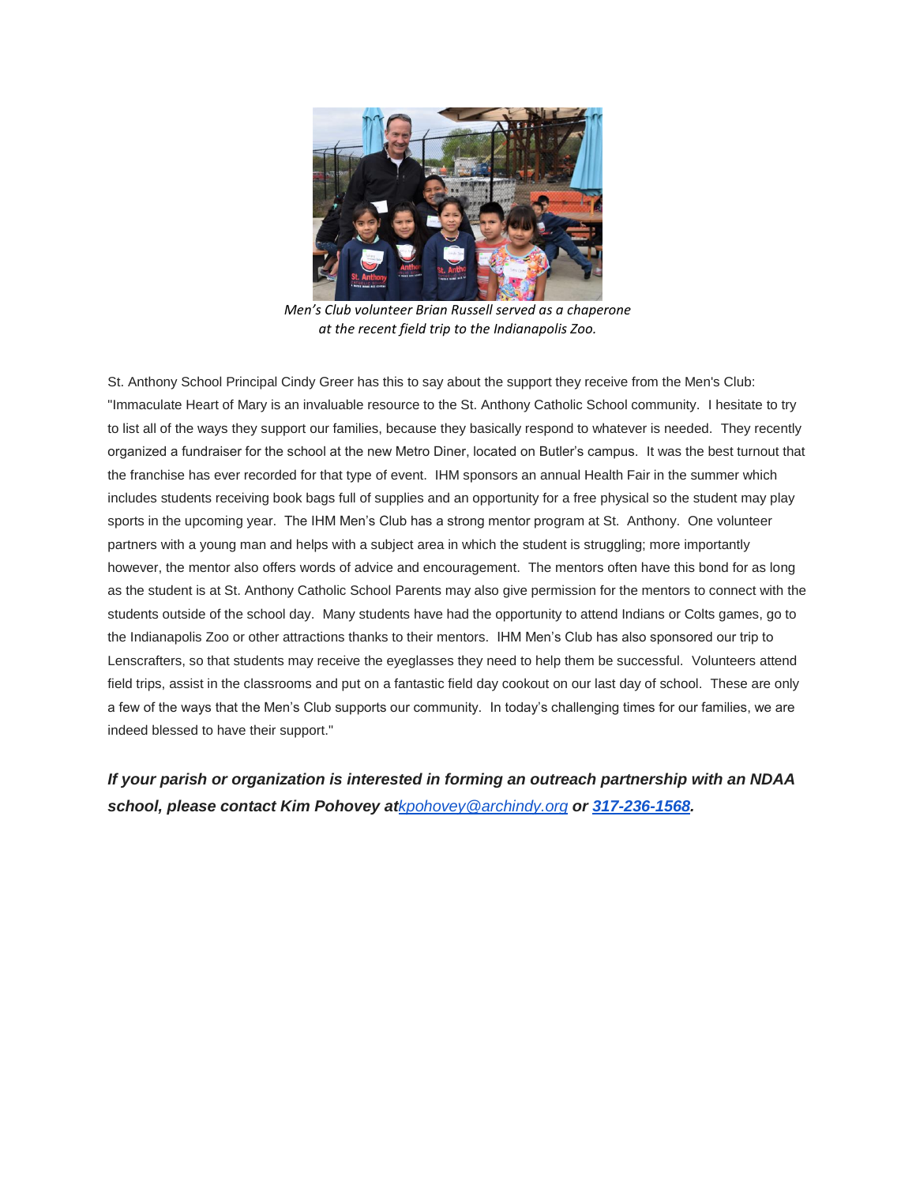*Men's Club volunteer Brian Russell served as a chaperone at the recent field trip to the Indianapolis Zoo.*

St. Anthony School Principal Cindy Greer has this to say about the support they receive from the Men's Club: "Immaculate Heart of Mary is an invaluable resource to the St. Anthony Catholic School community. I hesitate to try to list all of the ways they support our families, because they basically respond to whatever is needed. They recently organized a fundraiser for the school at the new Metro Diner, located on Butler's campus. It was the best turnout that the franchise has ever recorded for that type of event. IHM sponsors an annual Health Fair in the summer which includes students receiving book bags full of supplies and an opportunity for a free physical so the student may play sports in the upcoming year. The IHM Men's Club has a strong mentor program at St. Anthony. One volunteer partners with a young man and helps with a subject area in which the student is struggling; more importantly however, the mentor also offers words of advice and encouragement. The mentors often have this bond for as long as the student is at St. Anthony Catholic School Parents may also give permission for the mentors to connect with the students outside of the school day. Many students have had the opportunity to attend Indians or Colts games, go to the Indianapolis Zoo or other attractions thanks to their mentors. IHM Men's Club has also sponsored our trip to Lenscrafters, so that students may receive the eyeglasses they need to help them be successful. Volunteers attend field trips, assist in the classrooms and put on a fantastic field day cookout on our last day of school. These are only a few of the ways that the Men's Club supports our community. In today's challenging times for our families, we are indeed blessed to have their support."

***If your parish or organization is interested in forming an outreach partnership with an NDAA school, please contact Kim Pohovey at[kpohovey@archindy.org](mailto:kpohovey@archindy.org) or [317-236-1568](tel:317-236-1568).***